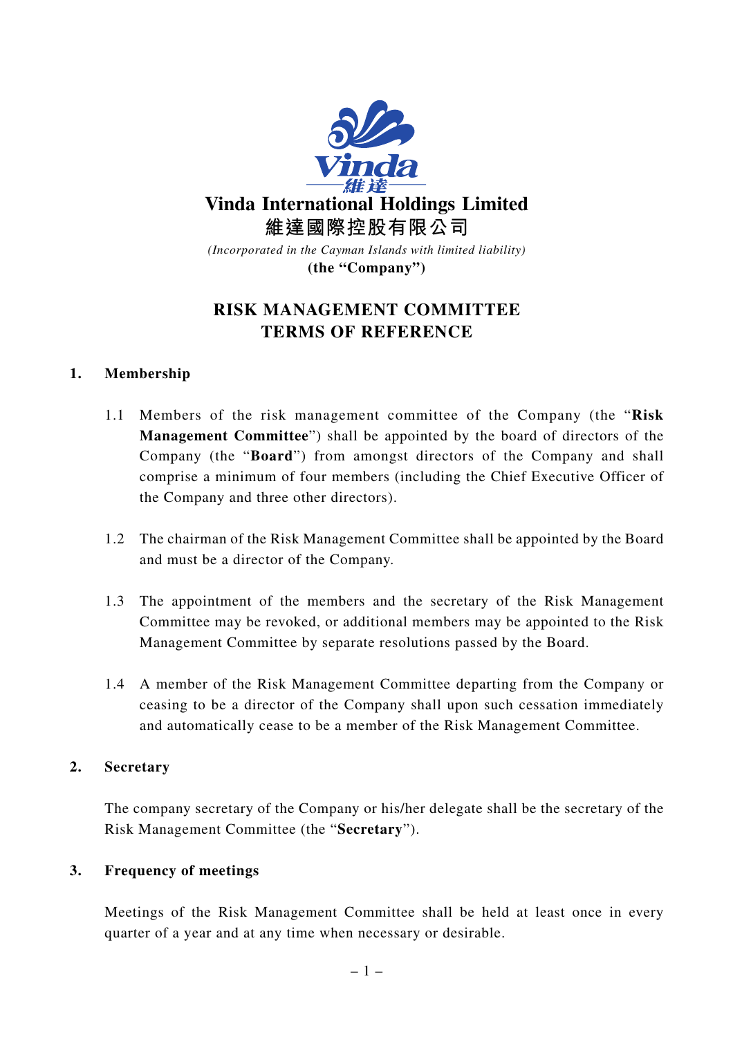# Vinda International Holdings Limited

# 維達國際控股有限公司

*(Incorporated in the Cayman Islands with limited liability)*

**(the "Company")**

## RISK MANAGEMENT COMMITTEE TERMS OF REFERENCE

### 1. Membership

1.1 Members of the risk management committee of the Company (the "**Risk Management Committee**") shall be appointed by the board of directors of the Company (the "**Board**") from amongst directors of the Company and shall comprise a minimum of four members (including the Chief Executive Officer of the Company and three other directors).

1.2 The chairman of the Risk Management Committee shall be appointed by the Board and must be a director of the Company.

1.3 The appointment of the members and the secretary of the Risk Management Committee may be revoked, or additional members may be appointed to the Risk Management Committee by separate resolutions passed by the Board.

1.4 A member of the Risk Management Committee departing from the Company or ceasing to be a director of the Company shall upon such cessation immediately and automatically cease to be a member of the Risk Management Committee.

### 2. Secretary

The company secretary of the Company or his/her delegate shall be the secretary of the Risk Management Committee (the "**Secretary**").

### 3. Frequency of meetings

Meetings of the Risk Management Committee shall be held at least once in every quarter of a year and at any time when necessary or desirable.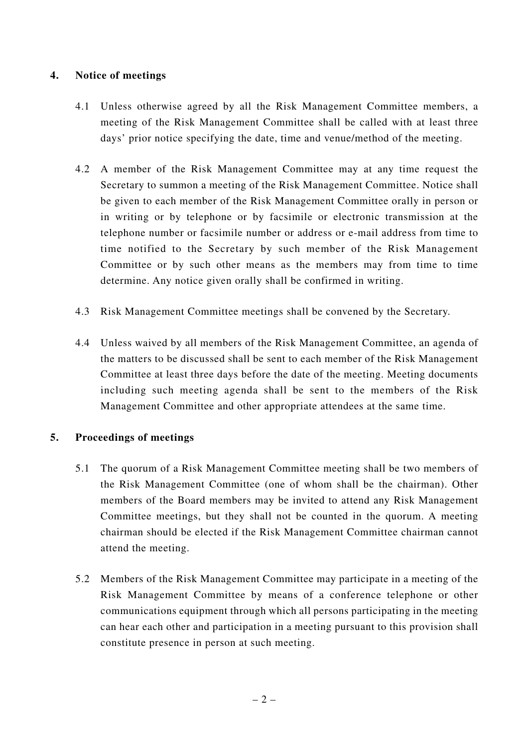## 4. Notice of meetings

4.1 Unless otherwise agreed by all the Risk Management Committee members, a meeting of the Risk Management Committee shall be called with at least three days' prior notice specifying the date, time and venue/method of the meeting.

4.2 A member of the Risk Management Committee may at any time request the Secretary to summon a meeting of the Risk Management Committee. Notice shall be given to each member of the Risk Management Committee orally in person or in writing or by telephone or by facsimile or electronic transmission at the telephone number or facsimile number or address or e-mail address from time to time notified to the Secretary by such member of the Risk Management Committee or by such other means as the members may from time to time determine. Any notice given orally shall be confirmed in writing.

4.3 Risk Management Committee meetings shall be convened by the Secretary.

4.4 Unless waived by all members of the Risk Management Committee, an agenda of the matters to be discussed shall be sent to each member of the Risk Management Committee at least three days before the date of the meeting. Meeting documents including such meeting agenda shall be sent to the members of the Risk Management Committee and other appropriate attendees at the same time.

## 5. Proceedings of meetings

5.1 The quorum of a Risk Management Committee meeting shall be two members of the Risk Management Committee (one of whom shall be the chairman). Other members of the Board members may be invited to attend any Risk Management Committee meetings, but they shall not be counted in the quorum. A meeting chairman should be elected if the Risk Management Committee chairman cannot attend the meeting.

5.2 Members of the Risk Management Committee may participate in a meeting of the Risk Management Committee by means of a conference telephone or other communications equipment through which all persons participating in the meeting can hear each other and participation in a meeting pursuant to this provision shall constitute presence in person at such meeting.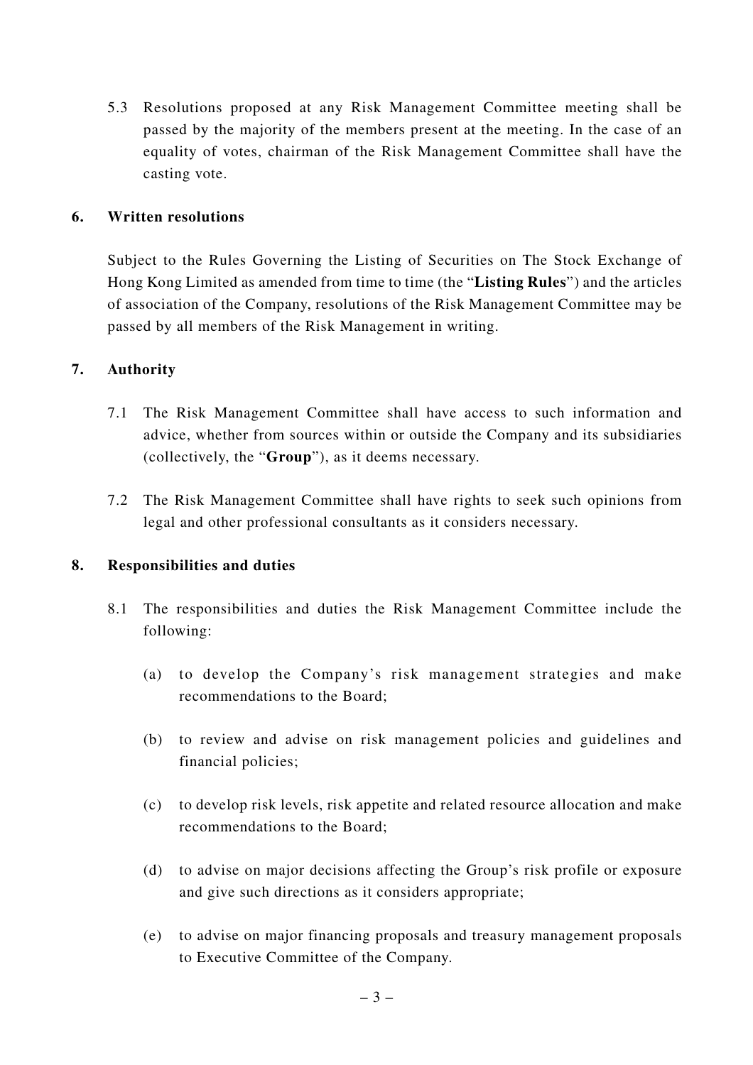5.3 Resolutions proposed at any Risk Management Committee meeting shall be passed by the majority of the members present at the meeting. In the case of an equality of votes, chairman of the Risk Management Committee shall have the casting vote.

## 6. Written resolutions

Subject to the Rules Governing the Listing of Securities on The Stock Exchange of Hong Kong Limited as amended from time to time (the "**Listing Rules**") and the articles of association of the Company, resolutions of the Risk Management Committee may be passed by all members of the Risk Management in writing.

## 7. Authority

7.1 The Risk Management Committee shall have access to such information and advice, whether from sources within or outside the Company and its subsidiaries (collectively, the "**Group**"), as it deems necessary.

7.2 The Risk Management Committee shall have rights to seek such opinions from legal and other professional consultants as it considers necessary.

## 8. Responsibilities and duties

8.1 The responsibilities and duties the Risk Management Committee include the following:

(a) to develop the Company's risk management strategies and make recommendations to the Board;

(b) to review and advise on risk management policies and guidelines and financial policies;

(c) to develop risk levels, risk appetite and related resource allocation and make recommendations to the Board;

(d) to advise on major decisions affecting the Group's risk profile or exposure and give such directions as it considers appropriate;

(e) to advise on major financing proposals and treasury management proposals to Executive Committee of the Company.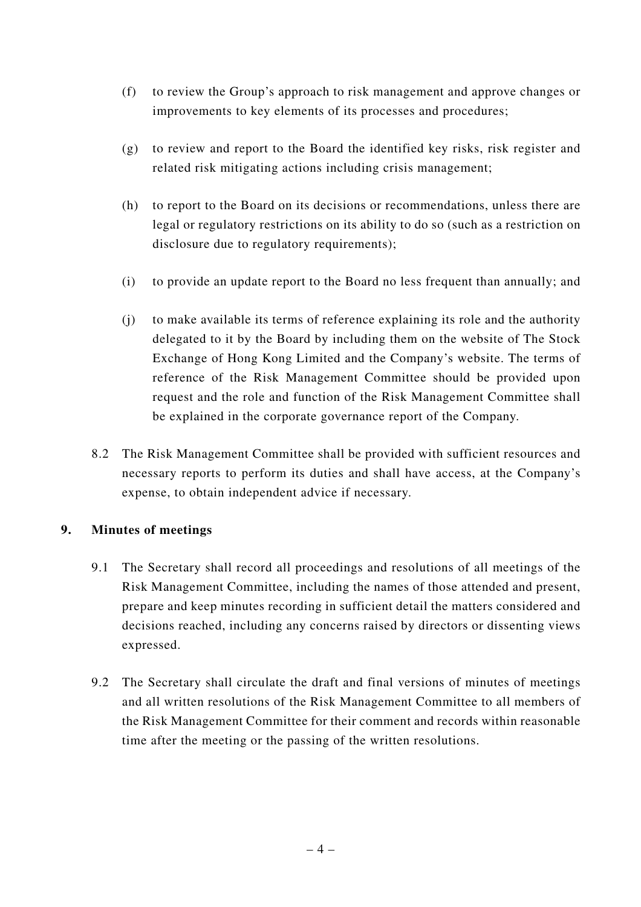(f) to review the Group's approach to risk management and approve changes or improvements to key elements of its processes and procedures;

(g) to review and report to the Board the identified key risks, risk register and related risk mitigating actions including crisis management;

(h) to report to the Board on its decisions or recommendations, unless there are legal or regulatory restrictions on its ability to do so (such as a restriction on disclosure due to regulatory requirements);

(i) to provide an update report to the Board no less frequent than annually; and

(j) to make available its terms of reference explaining its role and the authority delegated to it by the Board by including them on the website of The Stock Exchange of Hong Kong Limited and the Company's website. The terms of reference of the Risk Management Committee should be provided upon request and the role and function of the Risk Management Committee shall be explained in the corporate governance report of the Company.

8.2 The Risk Management Committee shall be provided with sufficient resources and necessary reports to perform its duties and shall have access, at the Company's expense, to obtain independent advice if necessary.

## 9. Minutes of meetings

9.1 The Secretary shall record all proceedings and resolutions of all meetings of the Risk Management Committee, including the names of those attended and present, prepare and keep minutes recording in sufficient detail the matters considered and decisions reached, including any concerns raised by directors or dissenting views expressed.

9.2 The Secretary shall circulate the draft and final versions of minutes of meetings and all written resolutions of the Risk Management Committee to all members of the Risk Management Committee for their comment and records within reasonable time after the meeting or the passing of the written resolutions.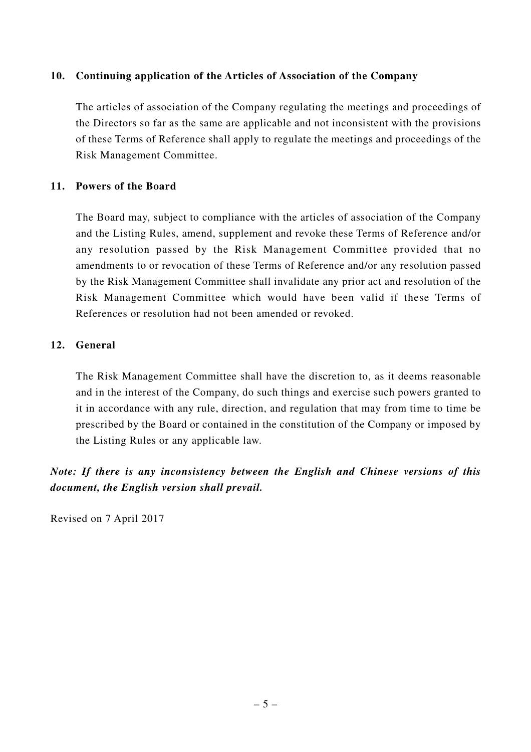## 10. Continuing application of the Articles of Association of the Company

The articles of association of the Company regulating the meetings and proceedings of the Directors so far as the same are applicable and not inconsistent with the provisions of these Terms of Reference shall apply to regulate the meetings and proceedings of the Risk Management Committee.

## 11. Powers of the Board

The Board may, subject to compliance with the articles of association of the Company and the Listing Rules, amend, supplement and revoke these Terms of Reference and/or any resolution passed by the Risk Management Committee provided that no amendments to or revocation of these Terms of Reference and/or any resolution passed by the Risk Management Committee shall invalidate any prior act and resolution of the Risk Management Committee which would have been valid if these Terms of References or resolution had not been amended or revoked.

## 12. General

The Risk Management Committee shall have the discretion to, as it deems reasonable and in the interest of the Company, do such things and exercise such powers granted to it in accordance with any rule, direction, and regulation that may from time to time be prescribed by the Board or contained in the constitution of the Company or imposed by the Listing Rules or any applicable law.

***Note: If there is any inconsistency between the English and Chinese versions of this document, the English version shall prevail.***

Revised on 7 April 2017